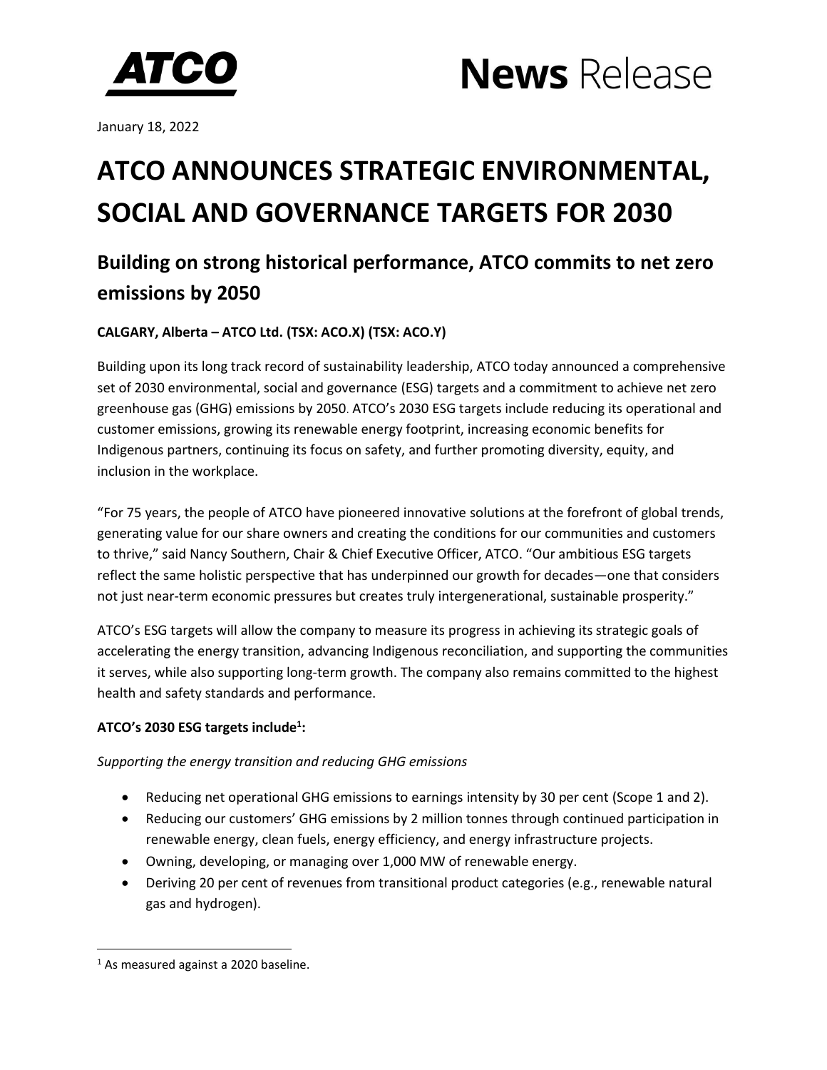ATCO

# News Release

January 18, 2022

# ATCO ANNOUNCES STRATEGIC ENVIRONMENTAL, SOCIAL AND GOVERNANCE TARGETS FOR 2030

## Building on strong historical performance, ATCO commits to net zero emissions by 2050

**CALGARY, Alberta – ATCO Ltd. (TSX: ACO.X) (TSX: ACO.Y)**

Building upon its long track record of sustainability leadership, ATCO today announced a comprehensive set of 2030 environmental, social and governance (ESG) targets and a commitment to achieve net zero greenhouse gas (GHG) emissions by 2050. ATCO's 2030 ESG targets include reducing its operational and customer emissions, growing its renewable energy footprint, increasing economic benefits for Indigenous partners, continuing its focus on safety, and further promoting diversity, equity, and inclusion in the workplace.

"For 75 years, the people of ATCO have pioneered innovative solutions at the forefront of global trends, generating value for our share owners and creating the conditions for our communities and customers to thrive," said Nancy Southern, Chair & Chief Executive Officer, ATCO. "Our ambitious ESG targets reflect the same holistic perspective that has underpinned our growth for decades—one that considers not just near-term economic pressures but creates truly intergenerational, sustainable prosperity."

ATCO's ESG targets will allow the company to measure its progress in achieving its strategic goals of accelerating the energy transition, advancing Indigenous reconciliation, and supporting the communities it serves, while also supporting long-term growth. The company also remains committed to the highest health and safety standards and performance.

**ATCO's 2030 ESG targets include[1]:**

*Supporting the energy transition and reducing GHG emissions*

- Reducing net operational GHG emissions to earnings intensity by 30 per cent (Scope 1 and 2).
- Reducing our customers' GHG emissions by 2 million tonnes through continued participation in renewable energy, clean fuels, energy efficiency, and energy infrastructure projects.
- Owning, developing, or managing over 1,000 MW of renewable energy.
- Deriving 20 per cent of revenues from transitional product categories (e.g., renewable natural gas and hydrogen).

[1] As measured against a 2020 baseline.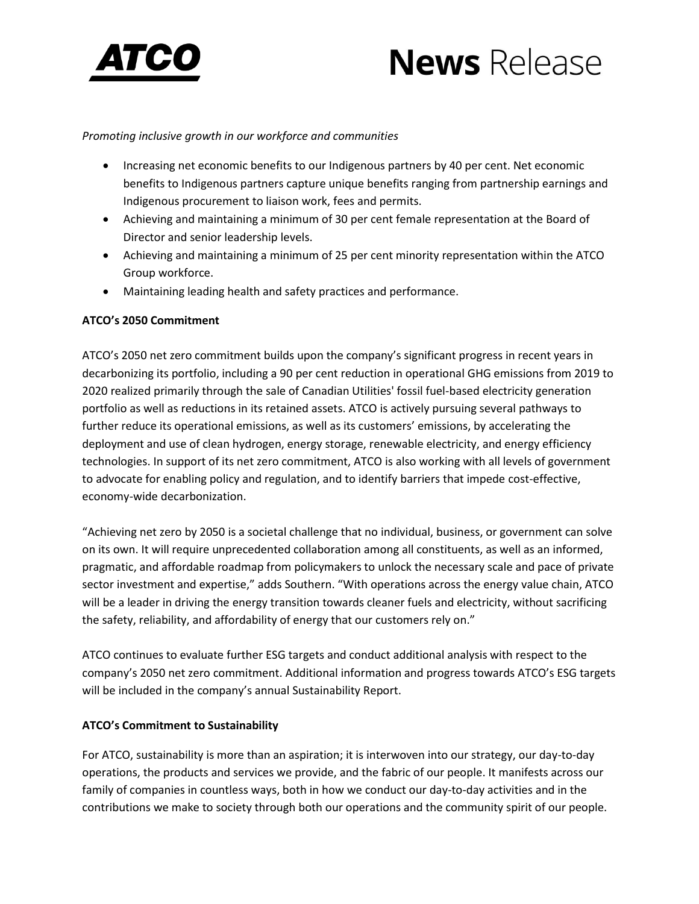*Promoting inclusive growth in our workforce and communities*

- Increasing net economic benefits to our Indigenous partners by 40 per cent. Net economic benefits to Indigenous partners capture unique benefits ranging from partnership earnings and Indigenous procurement to liaison work, fees and permits.
- Achieving and maintaining a minimum of 30 per cent female representation at the Board of Director and senior leadership levels.
- Achieving and maintaining a minimum of 25 per cent minority representation within the ATCO Group workforce.
- Maintaining leading health and safety practices and performance.

**ATCO's 2050 Commitment**

ATCO's 2050 net zero commitment builds upon the company's significant progress in recent years in decarbonizing its portfolio, including a 90 per cent reduction in operational GHG emissions from 2019 to 2020 realized primarily through the sale of Canadian Utilities' fossil fuel-based electricity generation portfolio as well as reductions in its retained assets. ATCO is actively pursuing several pathways to further reduce its operational emissions, as well as its customers' emissions, by accelerating the deployment and use of clean hydrogen, energy storage, renewable electricity, and energy efficiency technologies. In support of its net zero commitment, ATCO is also working with all levels of government to advocate for enabling policy and regulation, and to identify barriers that impede cost-effective, economy-wide decarbonization.

"Achieving net zero by 2050 is a societal challenge that no individual, business, or government can solve on its own. It will require unprecedented collaboration among all constituents, as well as an informed, pragmatic, and affordable roadmap from policymakers to unlock the necessary scale and pace of private sector investment and expertise," adds Southern. "With operations across the energy value chain, ATCO will be a leader in driving the energy transition towards cleaner fuels and electricity, without sacrificing the safety, reliability, and affordability of energy that our customers rely on."

ATCO continues to evaluate further ESG targets and conduct additional analysis with respect to the company's 2050 net zero commitment. Additional information and progress towards ATCO's ESG targets will be included in the company's annual Sustainability Report.

**ATCO's Commitment to Sustainability**

For ATCO, sustainability is more than an aspiration; it is interwoven into our strategy, our day-to-day operations, the products and services we provide, and the fabric of our people. It manifests across our family of companies in countless ways, both in how we conduct our day-to-day activities and in the contributions we make to society through both our operations and the community spirit of our people.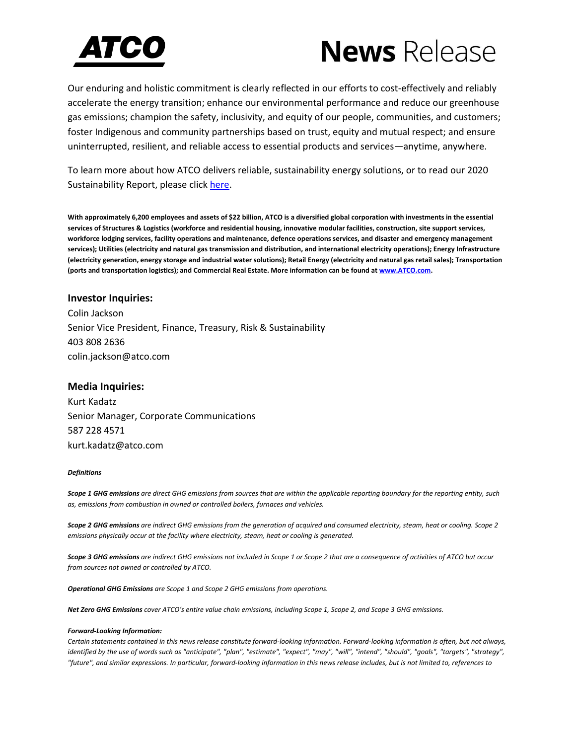Our enduring and holistic commitment is clearly reflected in our efforts to cost-effectively and reliably accelerate the energy transition; enhance our environmental performance and reduce our greenhouse gas emissions; champion the safety, inclusivity, and equity of our people, communities, and customers; foster Indigenous and community partnerships based on trust, equity and mutual respect; and ensure uninterrupted, resilient, and reliable access to essential products and services—anytime, anywhere.

To learn more about how ATCO delivers reliable, sustainability energy solutions, or to read our 2020 Sustainability Report, please click [here](here).

**With approximately 6,200 employees and assets of $22 billion, ATCO is a diversified global corporation with investments in the essential services of Structures & Logistics (workforce and residential housing, innovative modular facilities, construction, site support services, workforce lodging services, facility operations and maintenance, defence operations services, and disaster and emergency management services); Utilities (electricity and natural gas transmission and distribution, and international electricity operations); Energy Infrastructure (electricity generation, energy storage and industrial water solutions); Retail Energy (electricity and natural gas retail sales); Transportation (ports and transportation logistics); and Commercial Real Estate. More information can be found at [www.ATCO.com](www.ATCO.com).**

### Investor Inquiries:

Colin Jackson
Senior Vice President, Finance, Treasury, Risk & Sustainability
403 808 2636
colin.jackson@atco.com

### Media Inquiries:

Kurt Kadatz
Senior Manager, Corporate Communications
587 228 4571
kurt.kadatz@atco.com

***Definitions***

***Scope 1 GHG emissions*** *are direct GHG emissions from sources that are within the applicable reporting boundary for the reporting entity, such as, emissions from combustion in owned or controlled boilers, furnaces and vehicles.*

***Scope 2 GHG emissions*** *are indirect GHG emissions from the generation of acquired and consumed electricity, steam, heat or cooling. Scope 2 emissions physically occur at the facility where electricity, steam, heat or cooling is generated.*

***Scope 3 GHG emissions*** *are indirect GHG emissions not included in Scope 1 or Scope 2 that are a consequence of activities of ATCO but occur from sources not owned or controlled by ATCO.*

***Operational GHG Emissions*** *are Scope 1 and Scope 2 GHG emissions from operations.*

***Net Zero GHG Emissions*** *cover ATCO's entire value chain emissions, including Scope 1, Scope 2, and Scope 3 GHG emissions.*

***Forward-Looking Information:***

*Certain statements contained in this news release constitute forward-looking information. Forward-looking information is often, but not always, identified by the use of words such as "anticipate", "plan", "estimate", "expect", "may", "will", "intend", "should", "goals", "targets", "strategy", "future", and similar expressions. In particular, forward-looking information in this news release includes, but is not limited to, references to*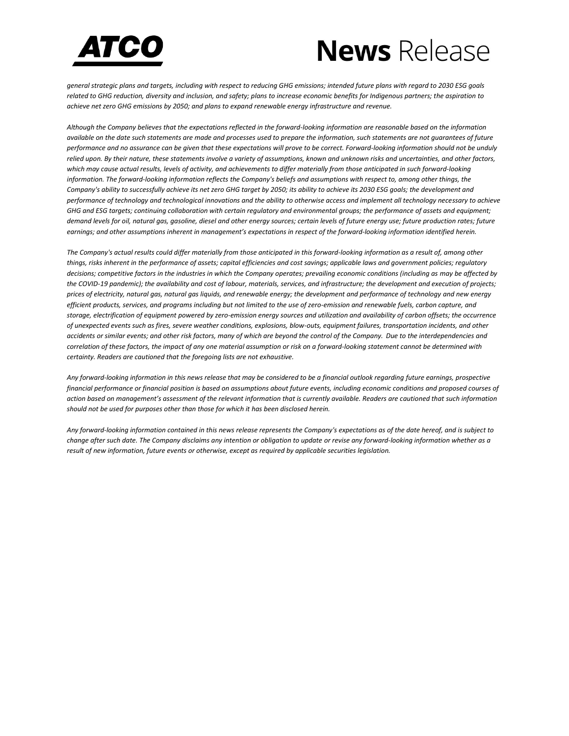*general strategic plans and targets, including with respect to reducing GHG emissions; intended future plans with regard to 2030 ESG goals related to GHG reduction, diversity and inclusion, and safety; plans to increase economic benefits for Indigenous partners; the aspiration to achieve net zero GHG emissions by 2050; and plans to expand renewable energy infrastructure and revenue.*

*Although the Company believes that the expectations reflected in the forward-looking information are reasonable based on the information available on the date such statements are made and processes used to prepare the information, such statements are not guarantees of future performance and no assurance can be given that these expectations will prove to be correct. Forward-looking information should not be unduly relied upon. By their nature, these statements involve a variety of assumptions, known and unknown risks and uncertainties, and other factors, which may cause actual results, levels of activity, and achievements to differ materially from those anticipated in such forward-looking information. The forward-looking information reflects the Company's beliefs and assumptions with respect to, among other things, the Company's ability to successfully achieve its net zero GHG target by 2050; its ability to achieve its 2030 ESG goals; the development and performance of technology and technological innovations and the ability to otherwise access and implement all technology necessary to achieve GHG and ESG targets; continuing collaboration with certain regulatory and environmental groups; the performance of assets and equipment; demand levels for oil, natural gas, gasoline, diesel and other energy sources; certain levels of future energy use; future production rates; future earnings; and other assumptions inherent in management's expectations in respect of the forward-looking information identified herein.*

*The Company's actual results could differ materially from those anticipated in this forward-looking information as a result of, among other things, risks inherent in the performance of assets; capital efficiencies and cost savings; applicable laws and government policies; regulatory decisions; competitive factors in the industries in which the Company operates; prevailing economic conditions (including as may be affected by the COVID-19 pandemic); the availability and cost of labour, materials, services, and infrastructure; the development and execution of projects; prices of electricity, natural gas, natural gas liquids, and renewable energy; the development and performance of technology and new energy efficient products, services, and programs including but not limited to the use of zero-emission and renewable fuels, carbon capture, and storage, electrification of equipment powered by zero-emission energy sources and utilization and availability of carbon offsets; the occurrence of unexpected events such as fires, severe weather conditions, explosions, blow-outs, equipment failures, transportation incidents, and other accidents or similar events; and other risk factors, many of which are beyond the control of the Company. Due to the interdependencies and correlation of these factors, the impact of any one material assumption or risk on a forward-looking statement cannot be determined with certainty. Readers are cautioned that the foregoing lists are not exhaustive.*

*Any forward-looking information in this news release that may be considered to be a financial outlook regarding future earnings, prospective financial performance or financial position is based on assumptions about future events, including economic conditions and proposed courses of action based on management's assessment of the relevant information that is currently available. Readers are cautioned that such information should not be used for purposes other than those for which it has been disclosed herein.*

*Any forward-looking information contained in this news release represents the Company's expectations as of the date hereof, and is subject to change after such date. The Company disclaims any intention or obligation to update or revise any forward-looking information whether as a result of new information, future events or otherwise, except as required by applicable securities legislation.*